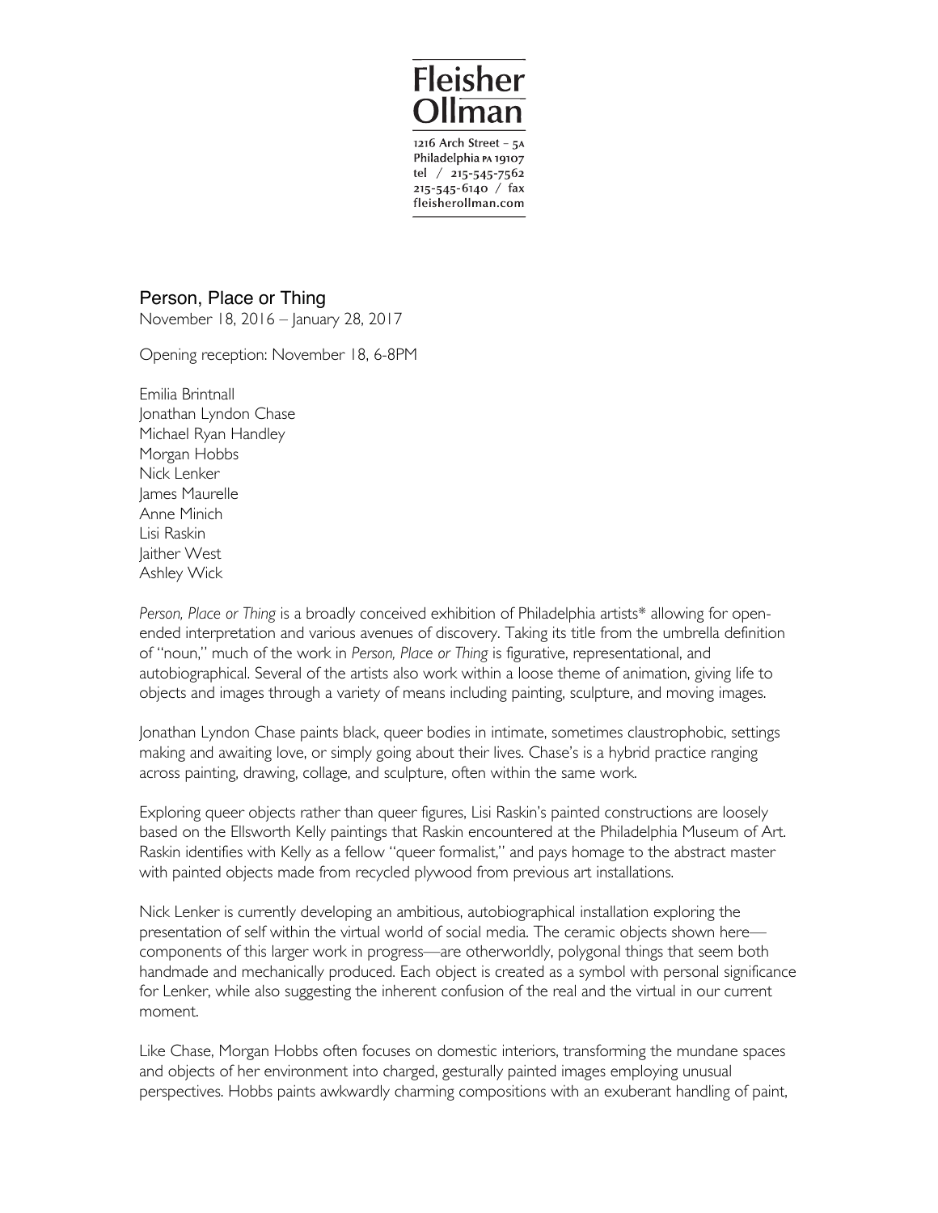Fleisher Ollman

1216 Arch Street – 5A
Philadelphia PA 19107
tel / 215-545-7562
215-545-6140 / fax
fleisherollman.com

# Person, Place or Thing

November 18, 2016 – January 28, 2017

Opening reception: November 18, 6-8PM

Emilia Brintnall
Jonathan Lyndon Chase
Michael Ryan Handley
Morgan Hobbs
Nick Lenker
James Maurelle
Anne Minich
Lisi Raskin
Jaither West
Ashley Wick

*Person, Place or Thing* is a broadly conceived exhibition of Philadelphia artists* allowing for open-ended interpretation and various avenues of discovery. Taking its title from the umbrella definition of "noun," much of the work in *Person, Place or Thing* is figurative, representational, and autobiographical. Several of the artists also work within a loose theme of animation, giving life to objects and images through a variety of means including painting, sculpture, and moving images.

Jonathan Lyndon Chase paints black, queer bodies in intimate, sometimes claustrophobic, settings making and awaiting love, or simply going about their lives. Chase's is a hybrid practice ranging across painting, drawing, collage, and sculpture, often within the same work.

Exploring queer objects rather than queer figures, Lisi Raskin's painted constructions are loosely based on the Ellsworth Kelly paintings that Raskin encountered at the Philadelphia Museum of Art. Raskin identifies with Kelly as a fellow "queer formalist," and pays homage to the abstract master with painted objects made from recycled plywood from previous art installations.

Nick Lenker is currently developing an ambitious, autobiographical installation exploring the presentation of self within the virtual world of social media. The ceramic objects shown here—components of this larger work in progress—are otherworldly, polygonal things that seem both handmade and mechanically produced. Each object is created as a symbol with personal significance for Lenker, while also suggesting the inherent confusion of the real and the virtual in our current moment.

Like Chase, Morgan Hobbs often focuses on domestic interiors, transforming the mundane spaces and objects of her environment into charged, gesturally painted images employing unusual perspectives. Hobbs paints awkwardly charming compositions with an exuberant handling of paint,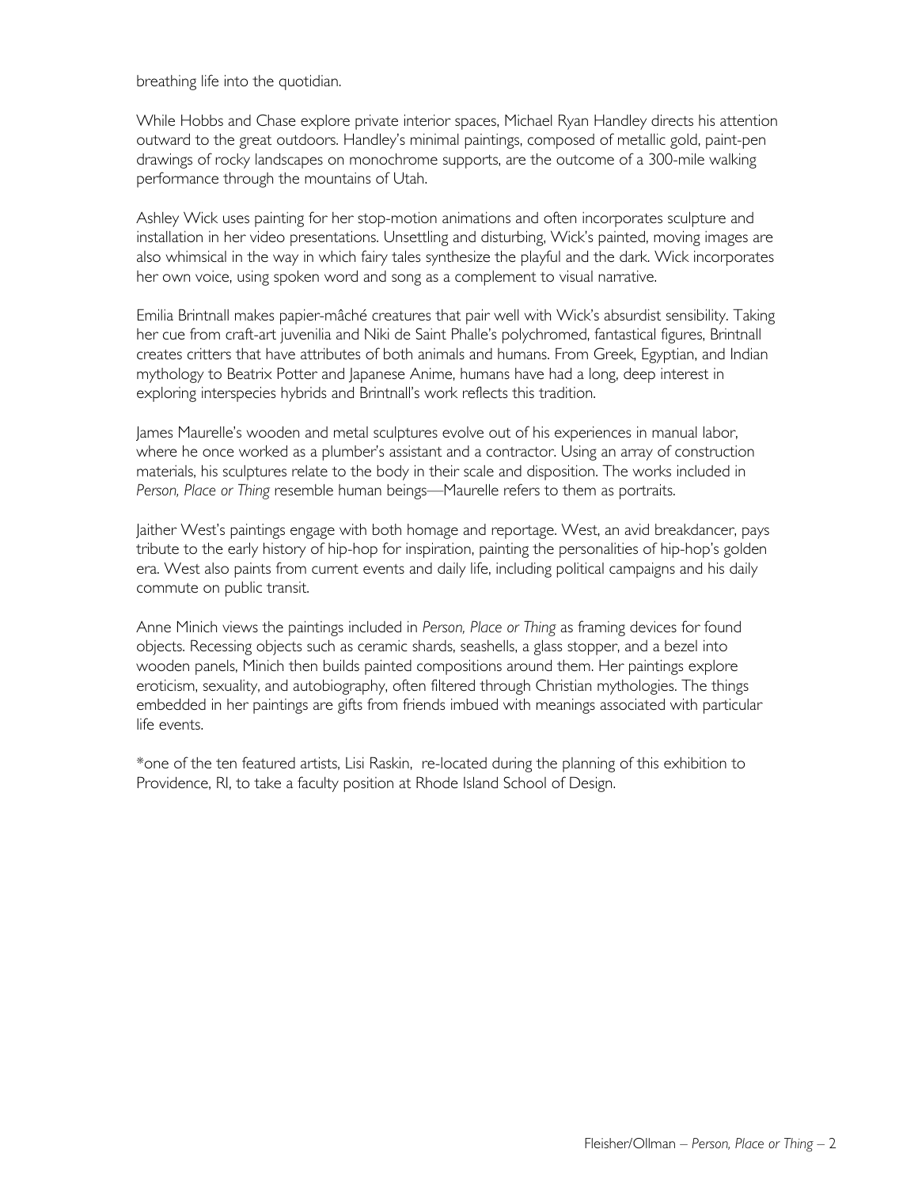breathing life into the quotidian.

While Hobbs and Chase explore private interior spaces, Michael Ryan Handley directs his attention outward to the great outdoors. Handley's minimal paintings, composed of metallic gold, paint-pen drawings of rocky landscapes on monochrome supports, are the outcome of a 300-mile walking performance through the mountains of Utah.

Ashley Wick uses painting for her stop-motion animations and often incorporates sculpture and installation in her video presentations. Unsettling and disturbing, Wick's painted, moving images are also whimsical in the way in which fairy tales synthesize the playful and the dark. Wick incorporates her own voice, using spoken word and song as a complement to visual narrative.

Emilia Brintnall makes papier-mâché creatures that pair well with Wick's absurdist sensibility. Taking her cue from craft-art juvenilia and Niki de Saint Phalle's polychromed, fantastical figures, Brintnall creates critters that have attributes of both animals and humans. From Greek, Egyptian, and Indian mythology to Beatrix Potter and Japanese Anime, humans have had a long, deep interest in exploring interspecies hybrids and Brintnall's work reflects this tradition.

James Maurelle's wooden and metal sculptures evolve out of his experiences in manual labor, where he once worked as a plumber's assistant and a contractor. Using an array of construction materials, his sculptures relate to the body in their scale and disposition. The works included in *Person, Place or Thing* resemble human beings—Maurelle refers to them as portraits.

Jaither West's paintings engage with both homage and reportage. West, an avid breakdancer, pays tribute to the early history of hip-hop for inspiration, painting the personalities of hip-hop's golden era. West also paints from current events and daily life, including political campaigns and his daily commute on public transit.

Anne Minich views the paintings included in *Person, Place or Thing* as framing devices for found objects. Recessing objects such as ceramic shards, seashells, a glass stopper, and a bezel into wooden panels, Minich then builds painted compositions around them. Her paintings explore eroticism, sexuality, and autobiography, often filtered through Christian mythologies. The things embedded in her paintings are gifts from friends imbued with meanings associated with particular life events.

*one of the ten featured artists, Lisi Raskin, re-located during the planning of this exhibition to Providence, RI, to take a faculty position at Rhode Island School of Design.